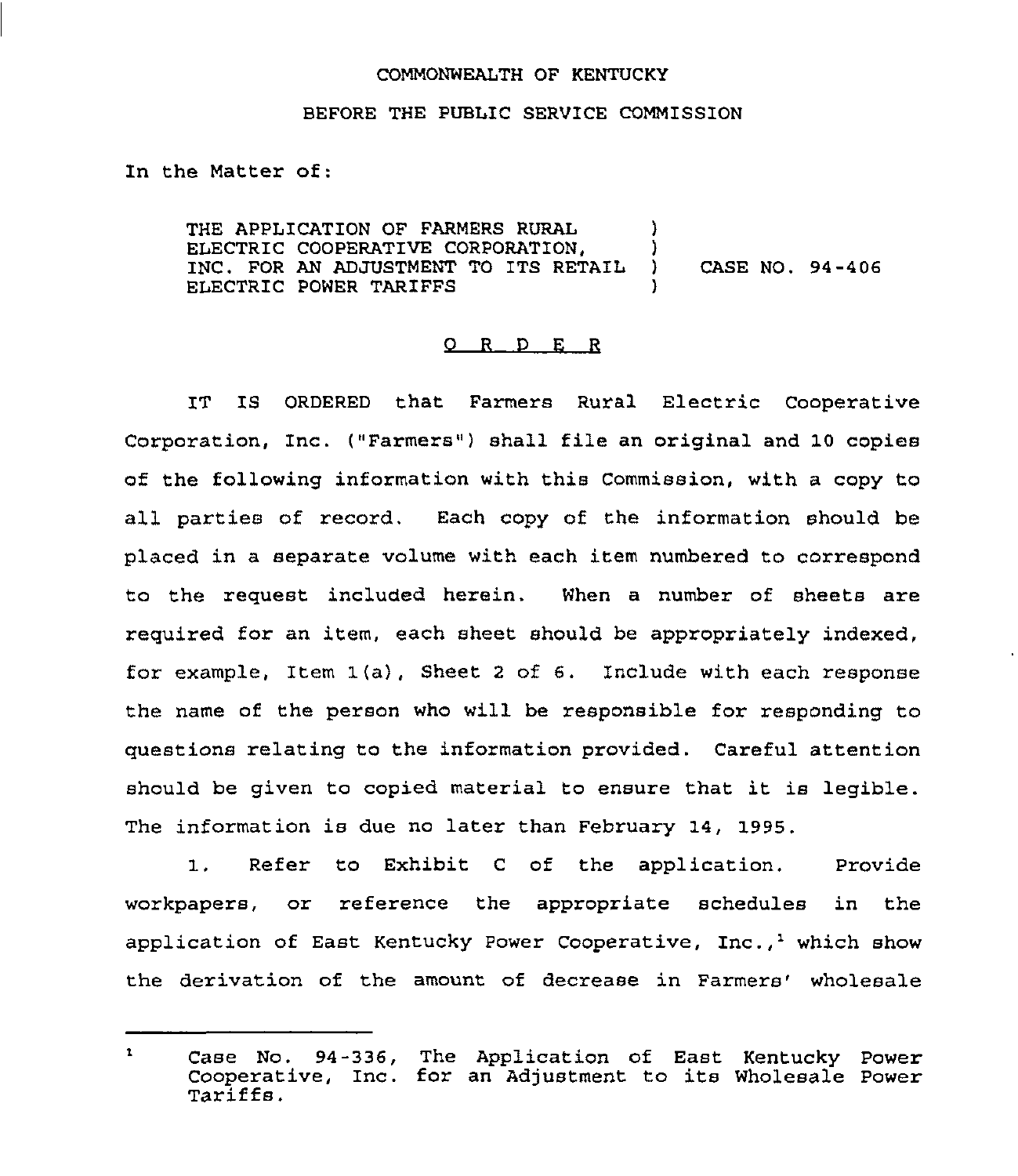COMMONWEALTH OF KENTUCKY

BEFORE THE PUBLIC SERVICE COMMISSION

In the Matter of:

THE APPLICATION OF FARMERS RURAL ELECTRIC COOPERATIVE CORPORATION, INC. FOR AN ADJUSTMENT TO ITS RETAIL ELECTRIC POWER TARIFFS ) CASE NO. 94-406

O R D E R

IT IS ORDERED that Farmers Rural Electric Cooperative Corporation, Inc. ("Farmers") shall file an original and 10 copies of the following information with this Commission, with a copy to all parties of record. Each copy of the information should be placed in a separate volume with each item numbered to correspond to the request included herein. When a number of sheets are required for an item, each sheet should be appropriately indexed, for example, Item 1(a), Sheet 2 of 6. Include with each response the name of the person who will be responsible for responding to questions relating to the information provided. Careful attention should be given to copied material to ensure that it is legible. The information is due no later than February 14, 1995.

1. Refer to Exhibit C of the application. Provide workpapers, or reference the appropriate schedules in the application of East Kentucky Power Cooperative, Inc.,[1] which show the derivation of the amount of decrease in Farmers' wholesale

---

[1] Case No. 94-336, The Application of East Kentucky Power Cooperative, Inc. for an Adjustment to its Wholesale Power Tariffs.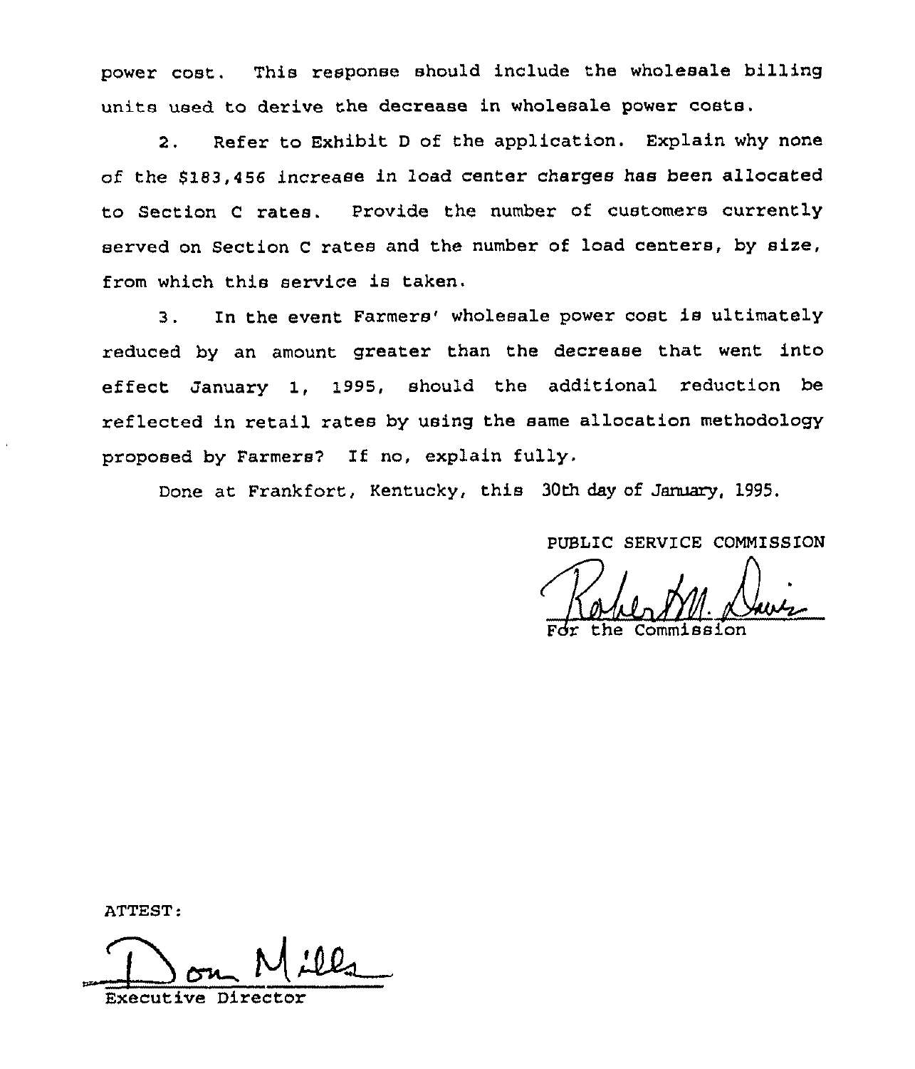power cost. This response should include the wholesale billing units used to derive the decrease in wholesale power costs.

2. Refer to Exhibit D of the application. Explain why none of the $183,456 increase in load center charges has been allocated to Section C rates. Provide the number of customers currently served on Section C rates and the number of load centers, by size, from which this service is taken.

3. In the event Farmers' wholesale power cost is ultimately reduced by an amount greater than the decrease that went into effect January 1, 1995, should the additional reduction be reflected in retail rates by using the same allocation methodology proposed by Farmers? If no, explain fully.

Done at Frankfort, Kentucky, this 30th day of January, 1995.

PUBLIC SERVICE COMMISSION

For the Commission

ATTEST:

Executive Director